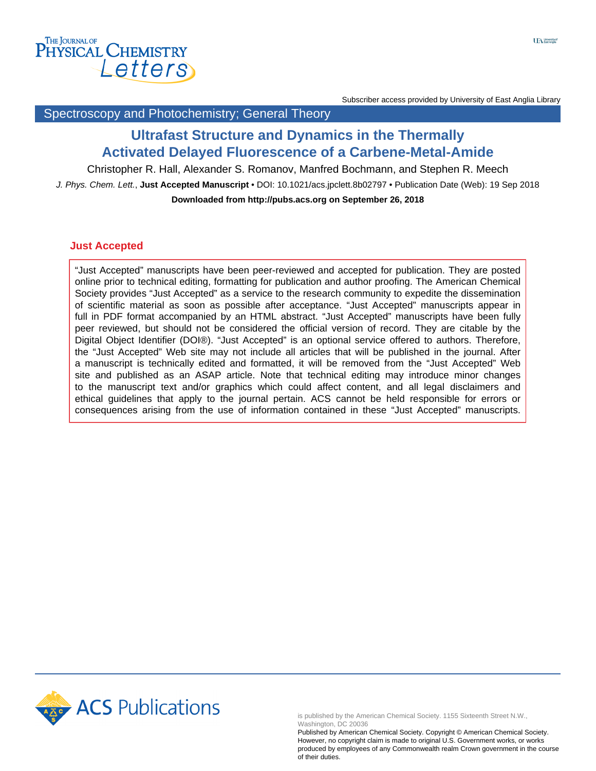Subscriber access provided by University of East Anglia Library

Spectroscopy and Photochemistry; General Theory

# Ultrafast Structure and Dynamics in the Thermally Activated Delayed Fluorescence of a Carbene-Metal-Amide

Christopher R. Hall, Alexander S. Romanov, Manfred Bochmann, and Stephen R. Meech

*J. Phys. Chem. Lett.*, **Just Accepted Manuscript** • DOI: 10.1021/acs.jpclett.8b02797 • Publication Date (Web): 19 Sep 2018

**Downloaded from http://pubs.acs.org on September 26, 2018**

## Just Accepted

"Just Accepted" manuscripts have been peer-reviewed and accepted for publication. They are posted online prior to technical editing, formatting for publication and author proofing. The American Chemical Society provides "Just Accepted" as a service to the research community to expedite the dissemination of scientific material as soon as possible after acceptance. "Just Accepted" manuscripts appear in full in PDF format accompanied by an HTML abstract. "Just Accepted" manuscripts have been fully peer reviewed, but should not be considered the official version of record. They are citable by the Digital Object Identifier (DOI®). "Just Accepted" is an optional service offered to authors. Therefore, the "Just Accepted" Web site may not include all articles that will be published in the journal. After a manuscript is technically edited and formatted, it will be removed from the "Just Accepted" Web site and published as an ASAP article. Note that technical editing may introduce minor changes to the manuscript text and/or graphics which could affect content, and all legal disclaimers and ethical guidelines that apply to the journal pertain. ACS cannot be held responsible for errors or consequences arising from the use of information contained in these "Just Accepted" manuscripts.

ACS Publications

is published by the American Chemical Society. 1155 Sixteenth Street N.W., Washington, DC 20036
Published by American Chemical Society. Copyright © American Chemical Society. However, no copyright claim is made to original U.S. Government works, or works produced by employees of any Commonwealth realm Crown government in the course of their duties.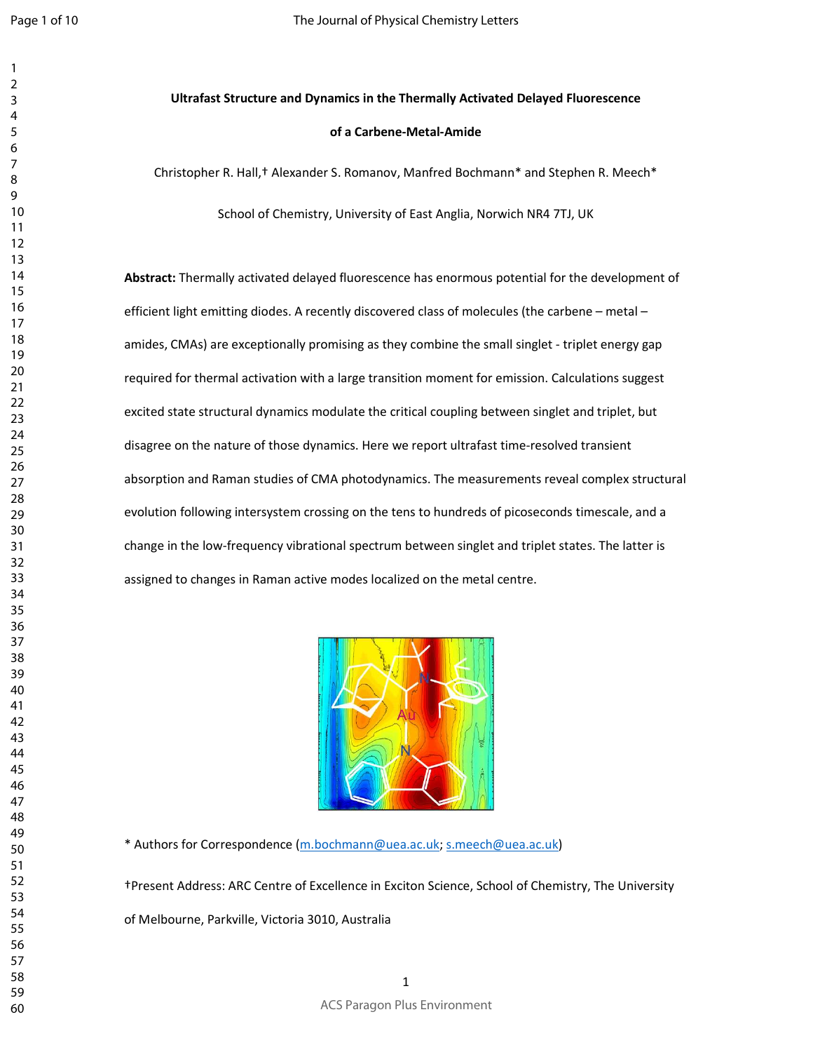**Ultrafast Structure and Dynamics in the Thermally Activated Delayed Fluorescence of a Carbene-Metal-Amide**

Christopher R. Hall,† Alexander S. Romanov, Manfred Bochmann* and Stephen R. Meech*

School of Chemistry, University of East Anglia, Norwich NR4 7TJ, UK

**Abstract:** Thermally activated delayed fluorescence has enormous potential for the development of efficient light emitting diodes. A recently discovered class of molecules (the carbene – metal – amides, CMAs) are exceptionally promising as they combine the small singlet - triplet energy gap required for thermal activation with a large transition moment for emission. Calculations suggest excited state structural dynamics modulate the critical coupling between singlet and triplet, but disagree on the nature of those dynamics. Here we report ultrafast time-resolved transient absorption and Raman studies of CMA photodynamics. The measurements reveal complex structural evolution following intersystem crossing on the tens to hundreds of picoseconds timescale, and a change in the low-frequency vibrational spectrum between singlet and triplet states. The latter is assigned to changes in Raman active modes localized on the metal centre.

\* Authors for Correspondence (m.bochmann@uea.ac.uk; s.meech@uea.ac.uk)

†Present Address: ARC Centre of Excellence in Exciton Science, School of Chemistry, The University of Melbourne, Parkville, Victoria 3010, Australia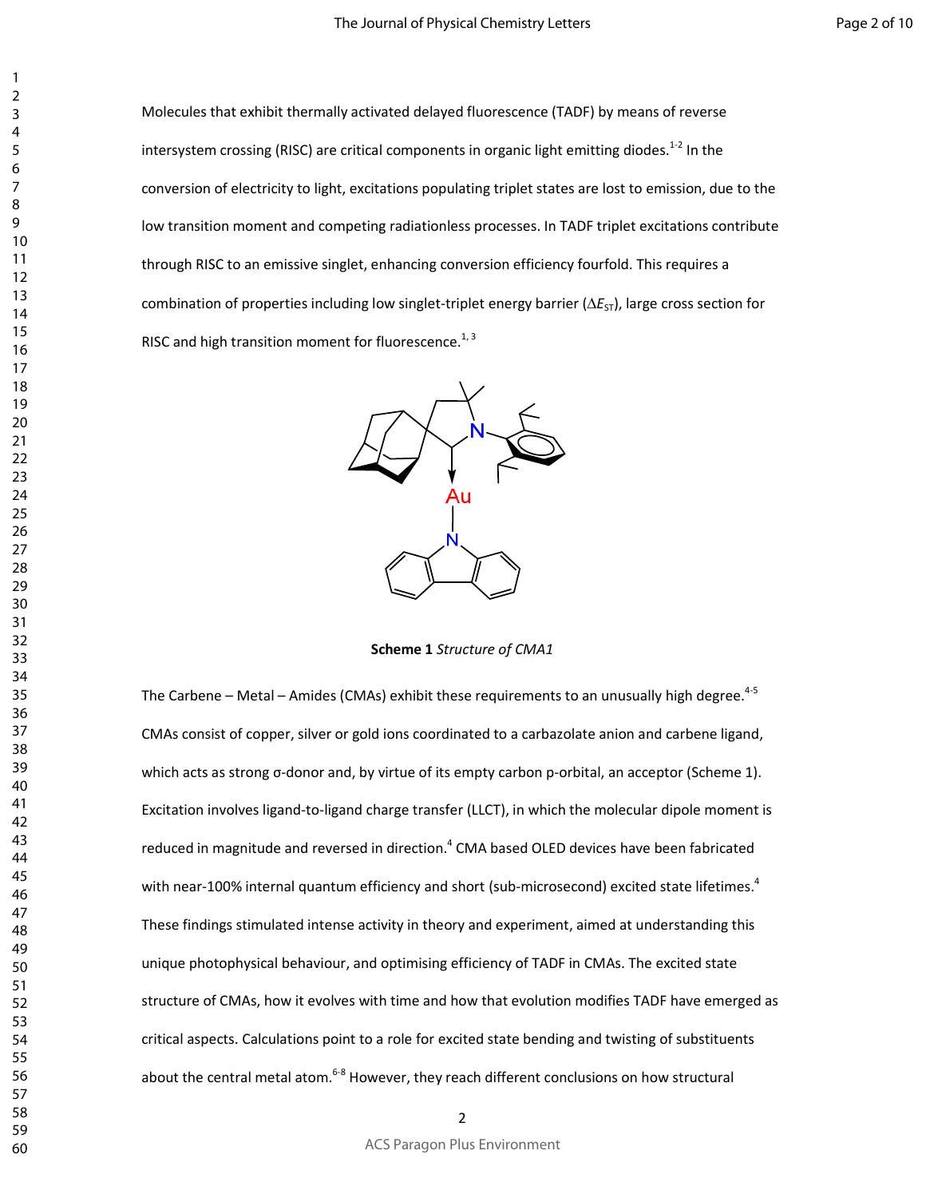Molecules that exhibit thermally activated delayed fluorescence (TADF) by means of reverse intersystem crossing (RISC) are critical components in organic light emitting diodes.[1-2] In the conversion of electricity to light, excitations populating triplet states are lost to emission, due to the low transition moment and competing radiationless processes. In TADF triplet excitations contribute through RISC to an emissive singlet, enhancing conversion efficiency fourfold. This requires a combination of properties including low singlet-triplet energy barrier ($\Delta E_{ST}$), large cross section for RISC and high transition moment for fluorescence.[1, 3]

**Scheme 1** *Structure of CMA1*

The Carbene – Metal – Amides (CMAs) exhibit these requirements to an unusually high degree.[4-5] CMAs consist of copper, silver or gold ions coordinated to a carbazolate anion and carbene ligand, which acts as strong σ-donor and, by virtue of its empty carbon p-orbital, an acceptor (Scheme 1). Excitation involves ligand-to-ligand charge transfer (LLCT), in which the molecular dipole moment is reduced in magnitude and reversed in direction.[4] CMA based OLED devices have been fabricated with near-100% internal quantum efficiency and short (sub-microsecond) excited state lifetimes.[4] These findings stimulated intense activity in theory and experiment, aimed at understanding this unique photophysical behaviour, and optimising efficiency of TADF in CMAs. The excited state structure of CMAs, how it evolves with time and how that evolution modifies TADF have emerged as critical aspects. Calculations point to a role for excited state bending and twisting of substituents about the central metal atom.[6-8] However, they reach different conclusions on how structural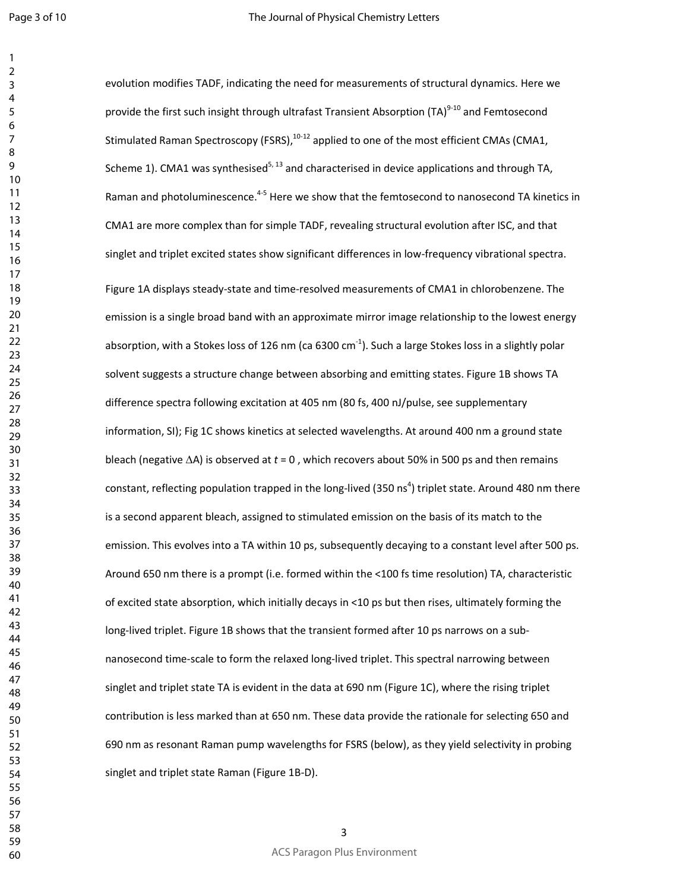evolution modifies TADF, indicating the need for measurements of structural dynamics. Here we provide the first such insight through ultrafast Transient Absorption (TA)[9-10] and Femtosecond Stimulated Raman Spectroscopy (FSRS),[10-12] applied to one of the most efficient CMAs (CMA1, Scheme 1). CMA1 was synthesised[5, 13] and characterised in device applications and through TA, Raman and photoluminescence.[4-5] Here we show that the femtosecond to nanosecond TA kinetics in CMA1 are more complex than for simple TADF, revealing structural evolution after ISC, and that singlet and triplet excited states show significant differences in low-frequency vibrational spectra.

Figure 1A displays steady-state and time-resolved measurements of CMA1 in chlorobenzene. The emission is a single broad band with an approximate mirror image relationship to the lowest energy absorption, with a Stokes loss of 126 nm (ca 6300 $cm^{-1}$). Such a large Stokes loss in a slightly polar solvent suggests a structure change between absorbing and emitting states. Figure 1B shows TA difference spectra following excitation at 405 nm (80 fs, 400 nJ/pulse, see supplementary information, SI); Fig 1C shows kinetics at selected wavelengths. At around 400 nm a ground state bleach (negative $\Delta$A) is observed at $t = 0$ , which recovers about 50% in 500 ps and then remains constant, reflecting population trapped in the long-lived (350 ns[4]) triplet state. Around 480 nm there is a second apparent bleach, assigned to stimulated emission on the basis of its match to the emission. This evolves into a TA within 10 ps, subsequently decaying to a constant level after 500 ps. Around 650 nm there is a prompt (i.e. formed within the <100 fs time resolution) TA, characteristic of excited state absorption, which initially decays in <10 ps but then rises, ultimately forming the long-lived triplet. Figure 1B shows that the transient formed after 10 ps narrows on a sub-nanosecond time-scale to form the relaxed long-lived triplet. This spectral narrowing between singlet and triplet state TA is evident in the data at 690 nm (Figure 1C), where the rising triplet contribution is less marked than at 650 nm. These data provide the rationale for selecting 650 and 690 nm as resonant Raman pump wavelengths for FSRS (below), as they yield selectivity in probing singlet and triplet state Raman (Figure 1B-D).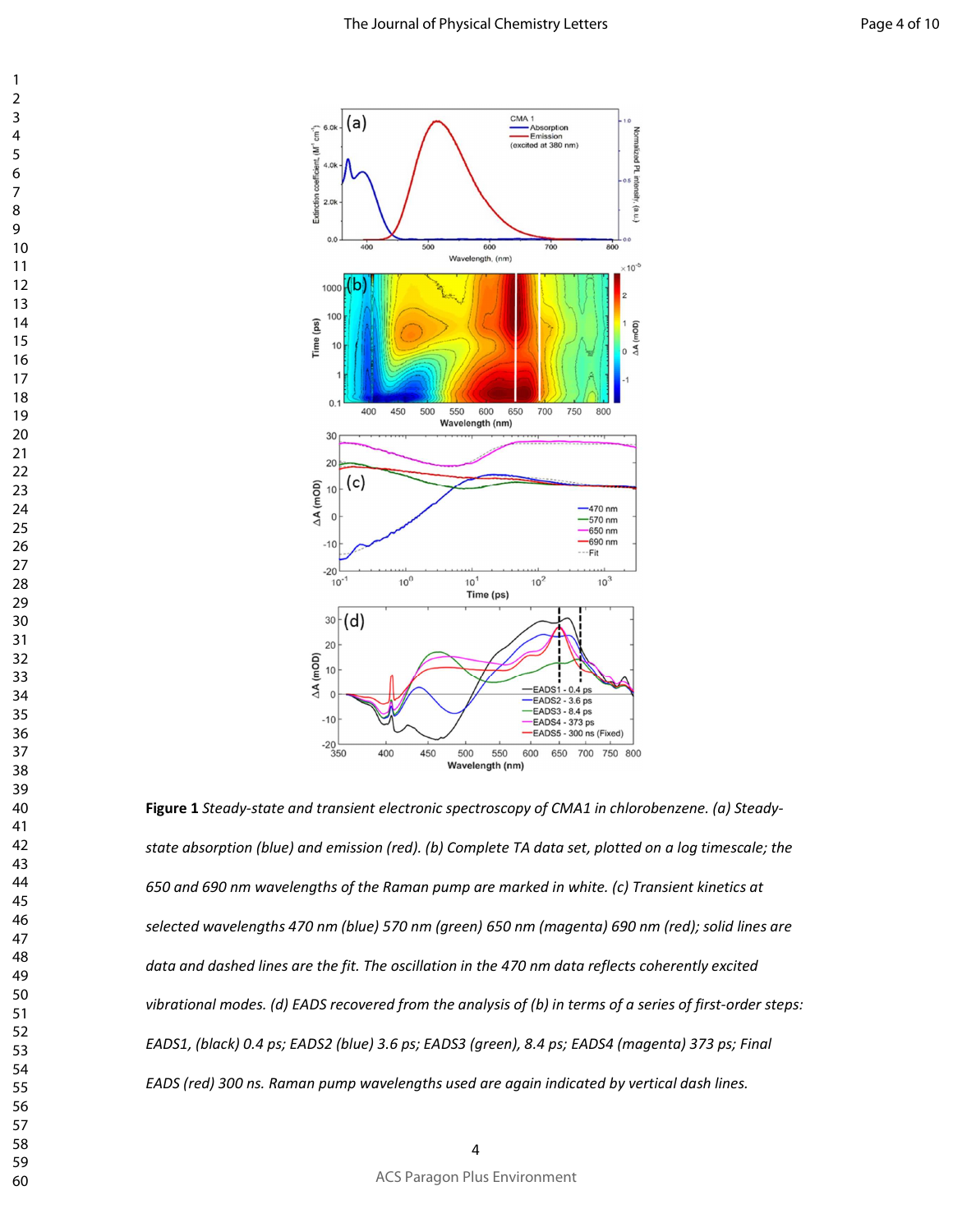**Figure 1** *Steady-state and transient electronic spectroscopy of CMA1 in chlorobenzene. (a) Steady-state absorption (blue) and emission (red). (b) Complete TA data set, plotted on a log timescale; the 650 and 690 nm wavelengths of the Raman pump are marked in white. (c) Transient kinetics at selected wavelengths 470 nm (blue) 570 nm (green) 650 nm (magenta) 690 nm (red); solid lines are data and dashed lines are the fit. The oscillation in the 470 nm data reflects coherently excited vibrational modes. (d) EADS recovered from the analysis of (b) in terms of a series of first-order steps: EADS1, (black) 0.4 ps; EADS2 (blue) 3.6 ps; EADS3 (green), 8.4 ps; EADS4 (magenta) 373 ps; Final EADS (red) 300 ns. Raman pump wavelengths used are again indicated by vertical dash lines.*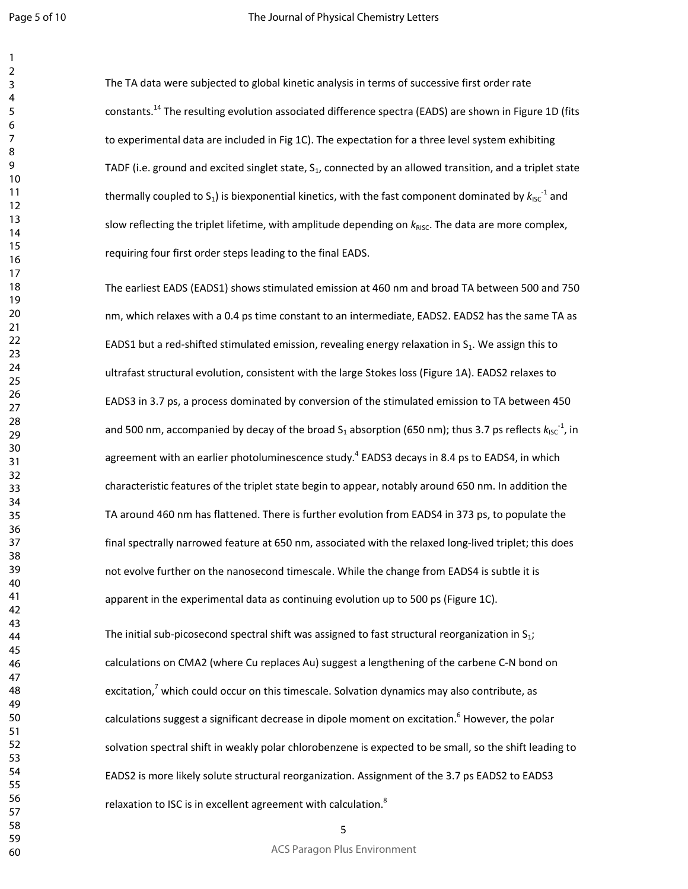The TA data were subjected to global kinetic analysis in terms of successive first order rate constants.[14] The resulting evolution associated difference spectra (EADS) are shown in Figure 1D (fits to experimental data are included in Fig 1C). The expectation for a three level system exhibiting TADF (i.e. ground and excited singlet state, $S_1$, connected by an allowed transition, and a triplet state thermally coupled to $S_1$) is biexponential kinetics, with the fast component dominated by $k_{ISC}^{-1}$ and slow reflecting the triplet lifetime, with amplitude depending on $k_{RISC}$. The data are more complex, requiring four first order steps leading to the final EADS.

The earliest EADS (EADS1) shows stimulated emission at 460 nm and broad TA between 500 and 750 nm, which relaxes with a 0.4 ps time constant to an intermediate, EADS2. EADS2 has the same TA as EADS1 but a red-shifted stimulated emission, revealing energy relaxation in $S_1$. We assign this to ultrafast structural evolution, consistent with the large Stokes loss (Figure 1A). EADS2 relaxes to EADS3 in 3.7 ps, a process dominated by conversion of the stimulated emission to TA between 450 and 500 nm, accompanied by decay of the broad $S_1$ absorption (650 nm); thus 3.7 ps reflects $k_{ISC}^{-1}$, in agreement with an earlier photoluminescence study.[4] EADS3 decays in 8.4 ps to EADS4, in which characteristic features of the triplet state begin to appear, notably around 650 nm. In addition the TA around 460 nm has flattened. There is further evolution from EADS4 in 373 ps, to populate the final spectrally narrowed feature at 650 nm, associated with the relaxed long-lived triplet; this does not evolve further on the nanosecond timescale. While the change from EADS4 is subtle it is apparent in the experimental data as continuing evolution up to 500 ps (Figure 1C).

The initial sub-picosecond spectral shift was assigned to fast structural reorganization in $S_1$; calculations on CMA2 (where Cu replaces Au) suggest a lengthening of the carbene C-N bond on excitation,[7] which could occur on this timescale. Solvation dynamics may also contribute, as calculations suggest a significant decrease in dipole moment on excitation.[6] However, the polar solvation spectral shift in weakly polar chlorobenzene is expected to be small, so the shift leading to EADS2 is more likely solute structural reorganization. Assignment of the 3.7 ps EADS2 to EADS3 relaxation to ISC is in excellent agreement with calculation.[8]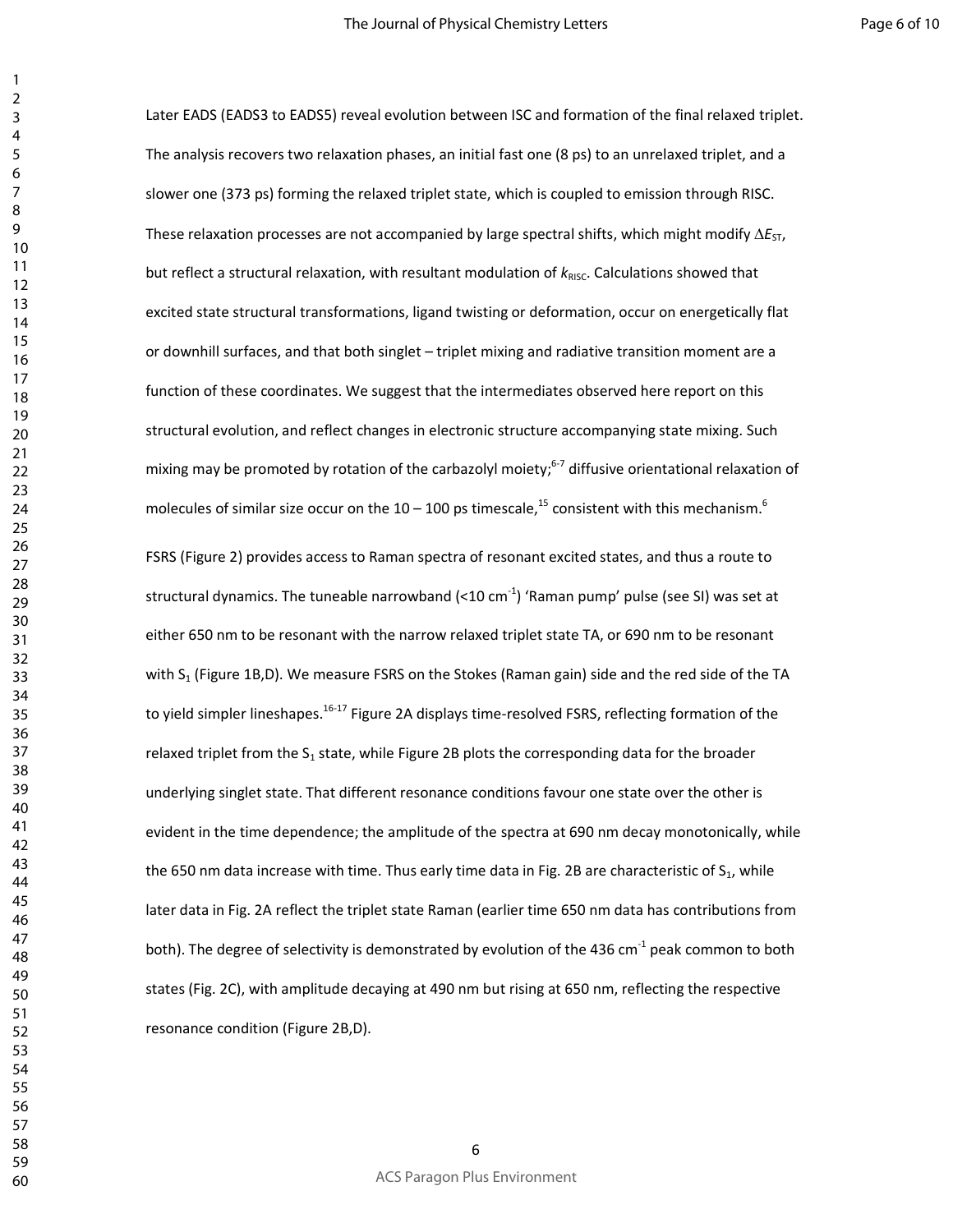Later EADS (EADS3 to EADS5) reveal evolution between ISC and formation of the final relaxed triplet. The analysis recovers two relaxation phases, an initial fast one (8 ps) to an unrelaxed triplet, and a slower one (373 ps) forming the relaxed triplet state, which is coupled to emission through RISC. These relaxation processes are not accompanied by large spectral shifts, which might modify $\Delta E_{ST}$, but reflect a structural relaxation, with resultant modulation of $k_{RISC}$. Calculations showed that excited state structural transformations, ligand twisting or deformation, occur on energetically flat or downhill surfaces, and that both singlet – triplet mixing and radiative transition moment are a function of these coordinates. We suggest that the intermediates observed here report on this structural evolution, and reflect changes in electronic structure accompanying state mixing. Such mixing may be promoted by rotation of the carbazolyl moiety;[6-7] diffusive orientational relaxation of molecules of similar size occur on the 10 – 100 ps timescale,[15] consistent with this mechanism.[6]

FSRS (Figure 2) provides access to Raman spectra of resonant excited states, and thus a route to structural dynamics. The tuneable narrowband (<10 cm$^{-1}$) 'Raman pump' pulse (see SI) was set at either 650 nm to be resonant with the narrow relaxed triplet state TA, or 690 nm to be resonant with $S_1$ (Figure 1B,D). We measure FSRS on the Stokes (Raman gain) side and the red side of the TA to yield simpler lineshapes.[16-17] Figure 2A displays time-resolved FSRS, reflecting formation of the relaxed triplet from the $S_1$ state, while Figure 2B plots the corresponding data for the broader underlying singlet state. That different resonance conditions favour one state over the other is evident in the time dependence; the amplitude of the spectra at 690 nm decay monotonically, while the 650 nm data increase with time. Thus early time data in Fig. 2B are characteristic of $S_1$, while later data in Fig. 2A reflect the triplet state Raman (earlier time 650 nm data has contributions from both). The degree of selectivity is demonstrated by evolution of the 436 cm$^{-1}$ peak common to both states (Fig. 2C), with amplitude decaying at 490 nm but rising at 650 nm, reflecting the respective resonance condition (Figure 2B,D).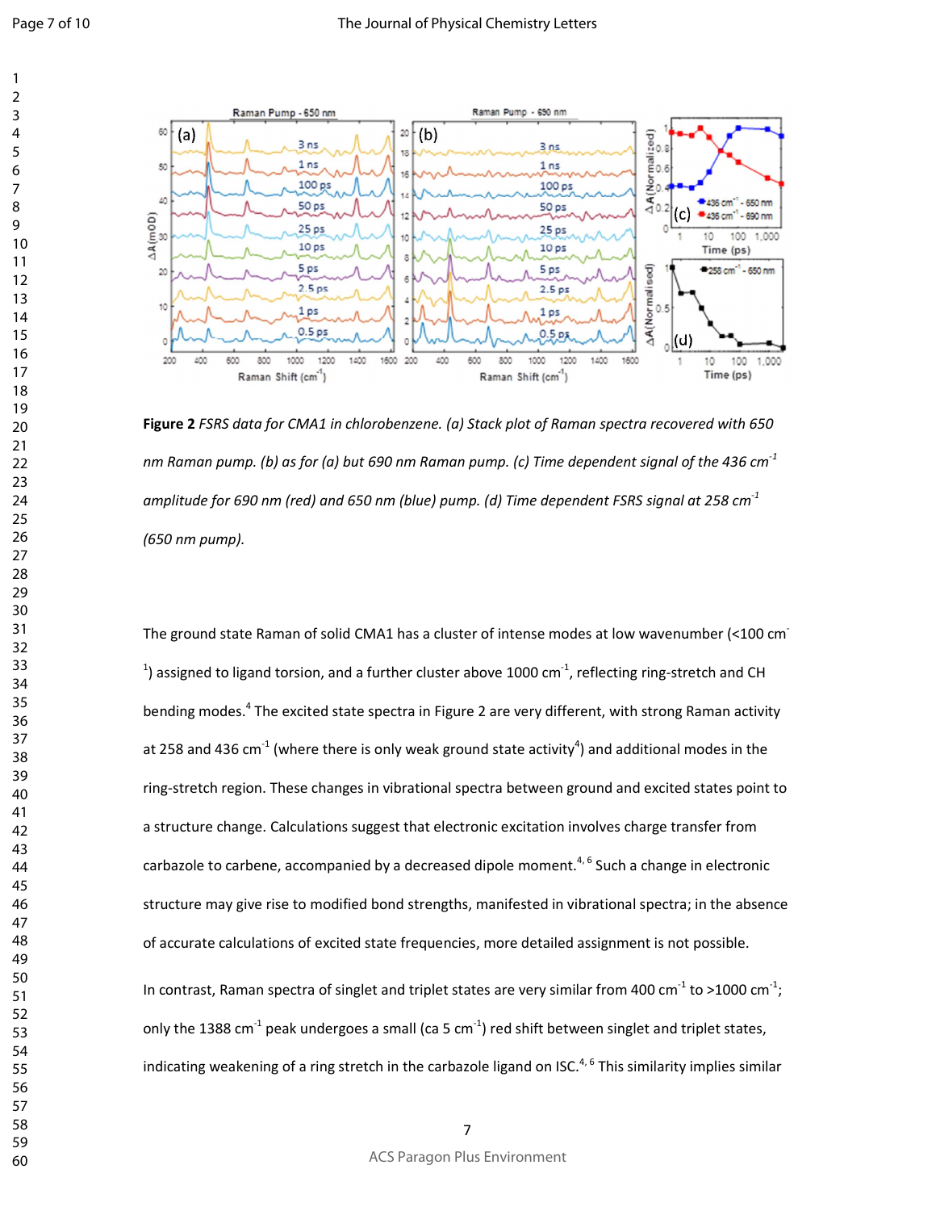**Figure 2** *FSRS data for CMA1 in chlorobenzene. (a) Stack plot of Raman spectra recovered with 650 nm Raman pump. (b) as for (a) but 690 nm Raman pump. (c) Time dependent signal of the 436 cm$^{-1}$ amplitude for 690 nm (red) and 650 nm (blue) pump. (d) Time dependent FSRS signal at 258 cm$^{-1}$ (650 nm pump).*

The ground state Raman of solid CMA1 has a cluster of intense modes at low wavenumber (<100 cm$^{-1}$) assigned to ligand torsion, and a further cluster above 1000 cm$^{-1}$, reflecting ring-stretch and CH bending modes.[4] The excited state spectra in Figure 2 are very different, with strong Raman activity at 258 and 436 cm$^{-1}$ (where there is only weak ground state activity[4]) and additional modes in the ring-stretch region. These changes in vibrational spectra between ground and excited states point to a structure change. Calculations suggest that electronic excitation involves charge transfer from carbazole to carbene, accompanied by a decreased dipole moment.[4, 6] Such a change in electronic structure may give rise to modified bond strengths, manifested in vibrational spectra; in the absence of accurate calculations of excited state frequencies, more detailed assignment is not possible.

In contrast, Raman spectra of singlet and triplet states are very similar from 400 cm$^{-1}$ to >1000 cm$^{-1}$; only the 1388 cm$^{-1}$ peak undergoes a small (ca 5 cm$^{-1}$) red shift between singlet and triplet states, indicating weakening of a ring stretch in the carbazole ligand on ISC.[4, 6] This similarity implies similar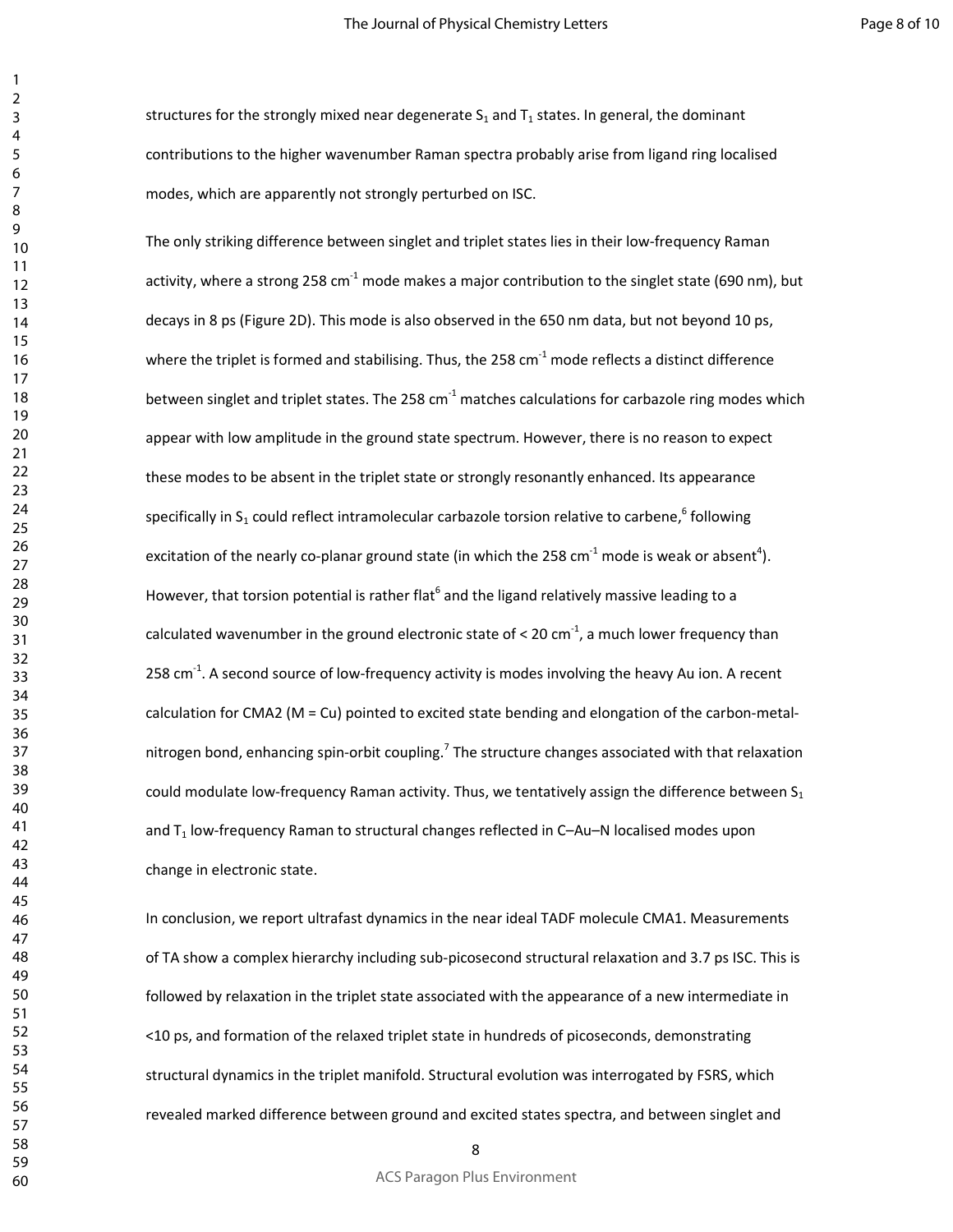structures for the strongly mixed near degenerate $S_1$ and $T_1$ states. In general, the dominant contributions to the higher wavenumber Raman spectra probably arise from ligand ring localised modes, which are apparently not strongly perturbed on ISC.

The only striking difference between singlet and triplet states lies in their low-frequency Raman activity, where a strong 258 $cm^{-1}$ mode makes a major contribution to the singlet state (690 nm), but decays in 8 ps (Figure 2D). This mode is also observed in the 650 nm data, but not beyond 10 ps, where the triplet is formed and stabilising. Thus, the 258 $cm^{-1}$ mode reflects a distinct difference between singlet and triplet states. The 258 $cm^{-1}$ matches calculations for carbazole ring modes which appear with low amplitude in the ground state spectrum. However, there is no reason to expect these modes to be absent in the triplet state or strongly resonantly enhanced. Its appearance specifically in $S_1$ could reflect intramolecular carbazole torsion relative to carbene,[6] following excitation of the nearly co-planar ground state (in which the 258 $cm^{-1}$ mode is weak or absent[4]). However, that torsion potential is rather flat[6] and the ligand relatively massive leading to a calculated wavenumber in the ground electronic state of < 20 $cm^{-1}$, a much lower frequency than 258 $cm^{-1}$. A second source of low-frequency activity is modes involving the heavy Au ion. A recent calculation for CMA2 (M = Cu) pointed to excited state bending and elongation of the carbon-metal-nitrogen bond, enhancing spin-orbit coupling.[7] The structure changes associated with that relaxation could modulate low-frequency Raman activity. Thus, we tentatively assign the difference between $S_1$ and $T_1$ low-frequency Raman to structural changes reflected in C–Au–N localised modes upon change in electronic state.

In conclusion, we report ultrafast dynamics in the near ideal TADF molecule CMA1. Measurements of TA show a complex hierarchy including sub-picosecond structural relaxation and 3.7 ps ISC. This is followed by relaxation in the triplet state associated with the appearance of a new intermediate in <10 ps, and formation of the relaxed triplet state in hundreds of picoseconds, demonstrating structural dynamics in the triplet manifold. Structural evolution was interrogated by FSRS, which revealed marked difference between ground and excited states spectra, and between singlet and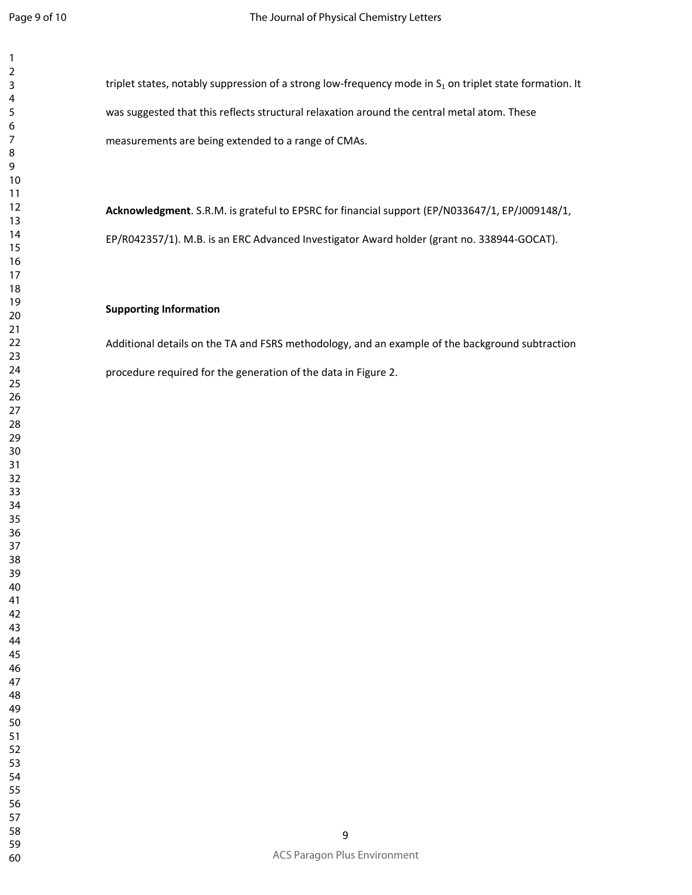triplet states, notably suppression of a strong low-frequency mode in $S_1$ on triplet state formation. It was suggested that this reflects structural relaxation around the central metal atom. These measurements are being extended to a range of CMAs.

**Acknowledgment**. S.R.M. is grateful to EPSRC for financial support (EP/N033647/1, EP/J009148/1, EP/R042357/1). M.B. is an ERC Advanced Investigator Award holder (grant no. 338944-GOCAT).

**Supporting Information**

Additional details on the TA and FSRS methodology, and an example of the background subtraction procedure required for the generation of the data in Figure 2.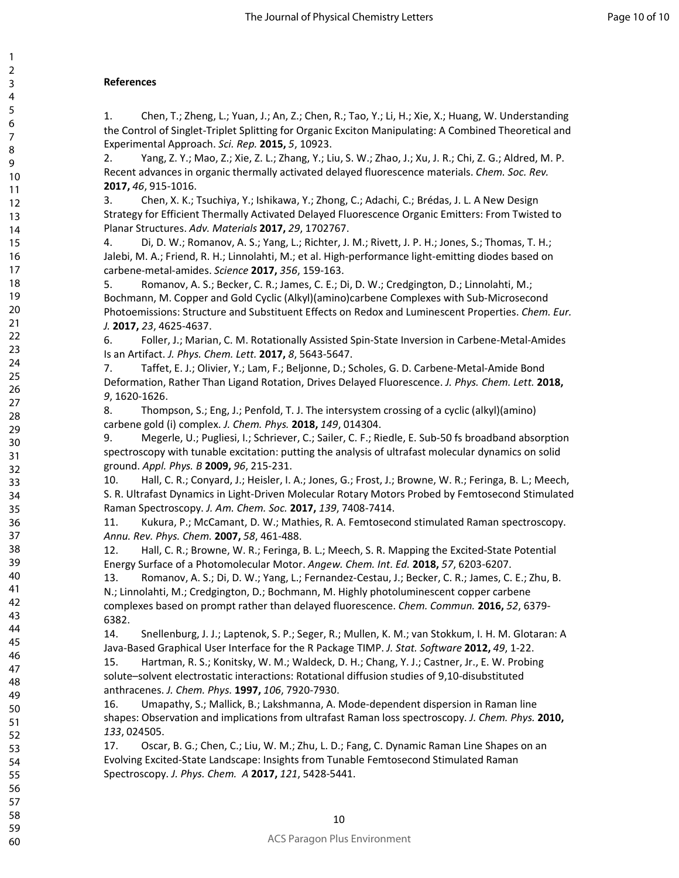**References**

1. Chen, T.; Zheng, L.; Yuan, J.; An, Z.; Chen, R.; Tao, Y.; Li, H.; Xie, X.; Huang, W. Understanding the Control of Singlet-Triplet Splitting for Organic Exciton Manipulating: A Combined Theoretical and Experimental Approach. *Sci. Rep.* **2015,** *5*, 10923.
2. Yang, Z. Y.; Mao, Z.; Xie, Z. L.; Zhang, Y.; Liu, S. W.; Zhao, J.; Xu, J. R.; Chi, Z. G.; Aldred, M. P. Recent advances in organic thermally activated delayed fluorescence materials. *Chem. Soc. Rev.* **2017,** *46*, 915-1016.
3. Chen, X. K.; Tsuchiya, Y.; Ishikawa, Y.; Zhong, C.; Adachi, C.; Brédas, J. L. A New Design Strategy for Efficient Thermally Activated Delayed Fluorescence Organic Emitters: From Twisted to Planar Structures. *Adv. Materials* **2017,** *29*, 1702767.
4. Di, D. W.; Romanov, A. S.; Yang, L.; Richter, J. M.; Rivett, J. P. H.; Jones, S.; Thomas, T. H.; Jalebi, M. A.; Friend, R. H.; Linnolahti, M.; et al. High-performance light-emitting diodes based on carbene-metal-amides. *Science* **2017,** *356*, 159-163.
5. Romanov, A. S.; Becker, C. R.; James, C. E.; Di, D. W.; Credgington, D.; Linnolahti, M.; Bochmann, M. Copper and Gold Cyclic (Alkyl)(amino)carbene Complexes with Sub-Microsecond Photoemissions: Structure and Substituent Effects on Redox and Luminescent Properties. *Chem. Eur. J.* **2017,** *23*, 4625-4637.
6. Foller, J.; Marian, C. M. Rotationally Assisted Spin-State Inversion in Carbene-Metal-Amides Is an Artifact. *J. Phys. Chem. Lett.* **2017,** *8*, 5643-5647.
7. Taffet, E. J.; Olivier, Y.; Lam, F.; Beljonne, D.; Scholes, G. D. Carbene-Metal-Amide Bond Deformation, Rather Than Ligand Rotation, Drives Delayed Fluorescence. *J. Phys. Chem. Lett.* **2018,** *9*, 1620-1626.
8. Thompson, S.; Eng, J.; Penfold, T. J. The intersystem crossing of a cyclic (alkyl)(amino) carbene gold (i) complex. *J. Chem. Phys.* **2018,** *149*, 014304.
9. Megerle, U.; Pugliesi, I.; Schriever, C.; Sailer, C. F.; Riedle, E. Sub-50 fs broadband absorption spectroscopy with tunable excitation: putting the analysis of ultrafast molecular dynamics on solid ground. *Appl. Phys. B* **2009,** *96*, 215-231.
10. Hall, C. R.; Conyard, J.; Heisler, I. A.; Jones, G.; Frost, J.; Browne, W. R.; Feringa, B. L.; Meech, S. R. Ultrafast Dynamics in Light-Driven Molecular Rotary Motors Probed by Femtosecond Stimulated Raman Spectroscopy. *J. Am. Chem. Soc.* **2017,** *139*, 7408-7414.
11. Kukura, P.; McCamant, D. W.; Mathies, R. A. Femtosecond stimulated Raman spectroscopy. *Annu. Rev. Phys. Chem.* **2007,** *58*, 461-488.
12. Hall, C. R.; Browne, W. R.; Feringa, B. L.; Meech, S. R. Mapping the Excited-State Potential Energy Surface of a Photomolecular Motor. *Angew. Chem. Int. Ed.* **2018,** *57*, 6203-6207.
13. Romanov, A. S.; Di, D. W.; Yang, L.; Fernandez-Cestau, J.; Becker, C. R.; James, C. E.; Zhu, B. N.; Linnolahti, M.; Credgington, D.; Bochmann, M. Highly photoluminescent copper carbene complexes based on prompt rather than delayed fluorescence. *Chem. Commun.* **2016,** *52*, 6379-6382.
14. Snellenburg, J. J.; Laptenok, S. P.; Seger, R.; Mullen, K. M.; van Stokkum, I. H. M. Glotaran: A Java-Based Graphical User Interface for the R Package TIMP. *J. Stat. Software* **2012,** *49*, 1-22.
15. Hartman, R. S.; Konitsky, W. M.; Waldeck, D. H.; Chang, Y. J.; Castner, Jr., E. W. Probing solute–solvent electrostatic interactions: Rotational diffusion studies of 9,10-disubstituted anthracenes. *J. Chem. Phys.* **1997,** *106*, 7920-7930.
16. Umapathy, S.; Mallick, B.; Lakshmanna, A. Mode-dependent dispersion in Raman line shapes: Observation and implications from ultrafast Raman loss spectroscopy. *J. Chem. Phys.* **2010,** *133*, 024505.
17. Oscar, B. G.; Chen, C.; Liu, W. M.; Zhu, L. D.; Fang, C. Dynamic Raman Line Shapes on an Evolving Excited-State Landscape: Insights from Tunable Femtosecond Stimulated Raman Spectroscopy. *J. Phys. Chem. A* **2017,** *121*, 5428-5441.